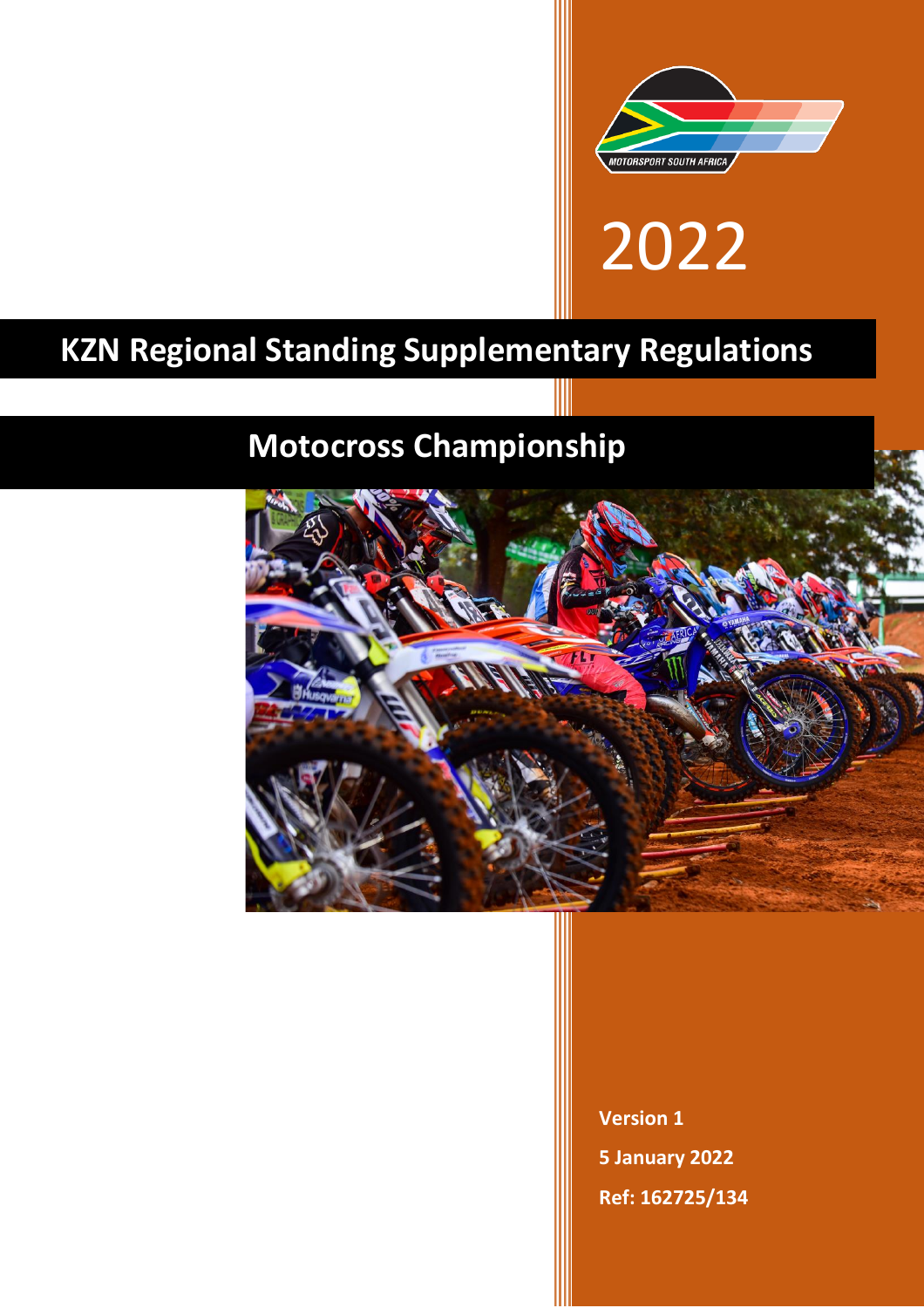MOTORSPORT SOUTH AFRICA

2022

# KZN Regional Standing Supplementary Regulations

## Motocross Championship

**Version 1**

**5 January 2022**

**Ref: 162725/134**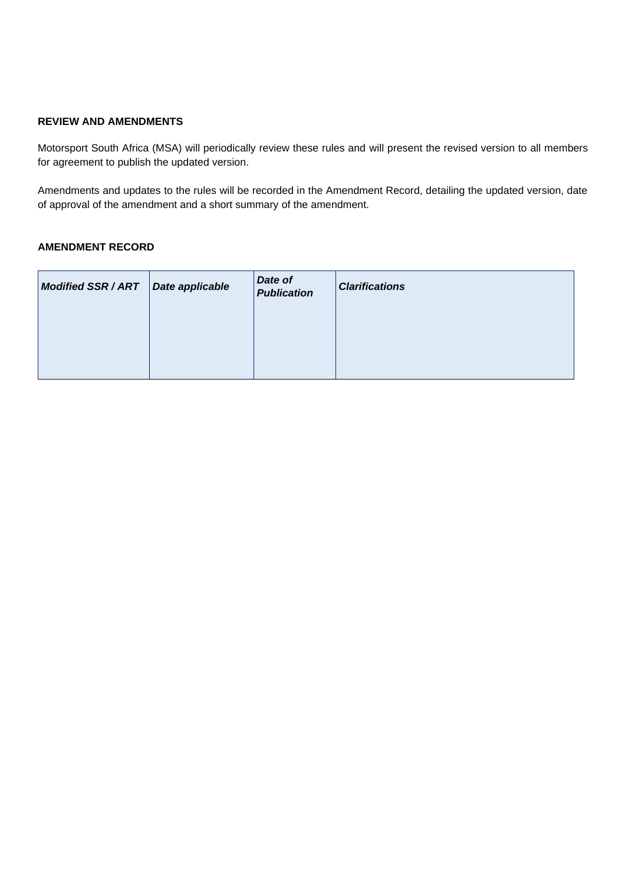**REVIEW AND AMENDMENTS**

Motorsport South Africa (MSA) will periodically review these rules and will present the revised version to all members for agreement to publish the updated version.

Amendments and updates to the rules will be recorded in the Amendment Record, detailing the updated version, date of approval of the amendment and a short summary of the amendment.

**AMENDMENT RECORD**

| ***Modified SSR / ART*** | ***Date applicable*** | ***Date of Publication*** | ***Clarifications*** |
|---|---|---|---|
| | | | |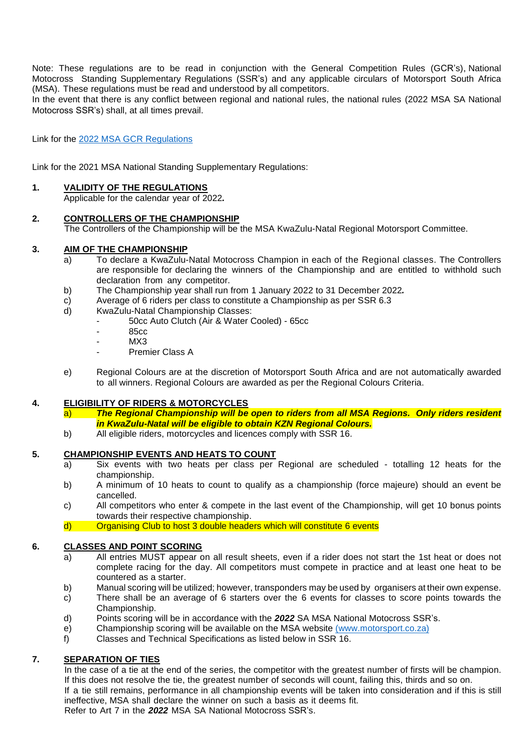Note: These regulations are to be read in conjunction with the General Competition Rules (GCR's), National Motocross Standing Supplementary Regulations (SSR's) and any applicable circulars of Motorsport South Africa (MSA). These regulations must be read and understood by all competitors.
In the event that there is any conflict between regional and national rules, the national rules (2022 MSA SA National Motocross SSR's) shall, at all times prevail.

Link for the [2022 MSA GCR Regulations]()

Link for the 2021 MSA National Standing Supplementary Regulations:

## 1. VALIDITY OF THE REGULATIONS

Applicable for the calendar year of 2022**.**

## 2. CONTROLLERS OF THE CHAMPIONSHIP

The Controllers of the Championship will be the MSA KwaZulu-Natal Regional Motorsport Committee.

## 3. AIM OF THE CHAMPIONSHIP

a) To declare a KwaZulu-Natal Motocross Champion in each of the Regional classes. The Controllers are responsible for declaring the winners of the Championship and are entitled to withhold such declaration from any competitor.

b) The Championship year shall run from 1 January 2022 to 31 December 2022**.**

c) Average of 6 riders per class to constitute a Championship as per SSR 6.3

d) KwaZulu-Natal Championship Classes:
   - 50cc Auto Clutch (Air & Water Cooled) - 65cc
   - 85cc
   - MX3
   - Premier Class A

e) Regional Colours are at the discretion of Motorsport South Africa and are not automatically awarded to all winners. Regional Colours are awarded as per the Regional Colours Criteria.

## 4. ELIGIBILITY OF RIDERS & MOTORCYCLES

a) ***The Regional Championship will be open to riders from all MSA Regions. Only riders resident in KwaZulu-Natal will be eligible to obtain KZN Regional Colours.***

b) All eligible riders, motorcycles and licences comply with SSR 16.

## 5. CHAMPIONSHIP EVENTS AND HEATS TO COUNT

a) Six events with two heats per class per Regional are scheduled - totalling 12 heats for the championship.

b) A minimum of 10 heats to count to qualify as a championship (force majeure) should an event be cancelled.

c) All competitors who enter & compete in the last event of the Championship, will get 10 bonus points towards their respective championship.

d) Organising Club to host 3 double headers which will constitute 6 events

## 6. CLASSES AND POINT SCORING

a) All entries MUST appear on all result sheets, even if a rider does not start the 1st heat or does not complete racing for the day. All competitors must compete in practice and at least one heat to be countered as a starter.

b) Manual scoring will be utilized; however, transponders may be used by organisers at their own expense.

c) There shall be an average of 6 starters over the 6 events for classes to score points towards the Championship.

d) Points scoring will be in accordance with the ***2022*** SA MSA National Motocross SSR's.

e) Championship scoring will be available on the MSA website [(www.motorsport.co.za)](www.motorsport.co.za)

f) Classes and Technical Specifications as listed below in SSR 16.

## 7. SEPARATION OF TIES

In the case of a tie at the end of the series, the competitor with the greatest number of firsts will be champion. If this does not resolve the tie, the greatest number of seconds will count, failing this, thirds and so on.
If a tie still remains, performance in all championship events will be taken into consideration and if this is still ineffective, MSA shall declare the winner on such a basis as it deems fit.
Refer to Art 7 in the ***2022*** MSA SA National Motocross SSR's.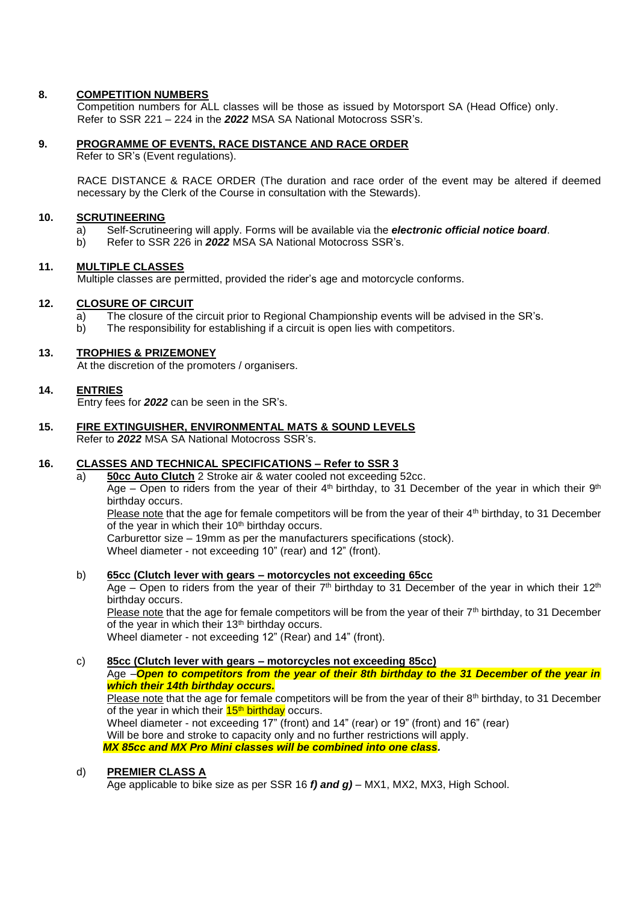## 8. COMPETITION NUMBERS

Competition numbers for ALL classes will be those as issued by Motorsport SA (Head Office) only. Refer to SSR 221 – 224 in the ***2022*** MSA SA National Motocross SSR's.

## 9. PROGRAMME OF EVENTS, RACE DISTANCE AND RACE ORDER

Refer to SR's (Event regulations).

RACE DISTANCE & RACE ORDER (The duration and race order of the event may be altered if deemed necessary by the Clerk of the Course in consultation with the Stewards).

## 10. SCRUTINEERING

a) Self-Scrutineering will apply. Forms will be available via the ***electronic official notice board***.

b) Refer to SSR 226 in ***2022*** MSA SA National Motocross SSR's.

## 11. MULTIPLE CLASSES

Multiple classes are permitted, provided the rider's age and motorcycle conforms.

## 12. CLOSURE OF CIRCUIT

a) The closure of the circuit prior to Regional Championship events will be advised in the SR's.

b) The responsibility for establishing if a circuit is open lies with competitors.

## 13. TROPHIES & PRIZEMONEY

At the discretion of the promoters / organisers.

## 14. ENTRIES

Entry fees for ***2022*** can be seen in the SR's.

## 15. FIRE EXTINGUISHER, ENVIRONMENTAL MATS & SOUND LEVELS

Refer to ***2022*** MSA SA National Motocross SSR's.

## 16. CLASSES AND TECHNICAL SPECIFICATIONS – Refer to SSR 3

a) **50cc Auto Clutch** 2 Stroke air & water cooled not exceeding 52cc.
Age – Open to riders from the year of their 4th birthday, to 31 December of the year in which their 9th birthday occurs.
Please note that the age for female competitors will be from the year of their 4th birthday, to 31 December of the year in which their 10th birthday occurs.
Carburettor size – 19mm as per the manufacturers specifications (stock).
Wheel diameter - not exceeding 10" (rear) and 12" (front).

b) **65cc (Clutch lever with gears – motorcycles not exceeding 65cc**
Age – Open to riders from the year of their 7th birthday to 31 December of the year in which their 12th birthday occurs.
Please note that the age for female competitors will be from the year of their 7th birthday, to 31 December of the year in which their 13th birthday occurs.
Wheel diameter - not exceeding 12" (Rear) and 14" (front).

c) **85cc (Clutch lever with gears – motorcycles not exceeding 85cc)**
Age –***Open to competitors from the year of their 8th birthday to the 31 December of the year in which their 14th birthday occurs.***
Please note that the age for female competitors will be from the year of their 8th birthday, to 31 December of the year in which their 15th birthday occurs.
Wheel diameter - not exceeding 17" (front) and 14" (rear) or 19" (front) and 16" (rear)
Will be bore and stroke to capacity only and no further restrictions will apply.
***MX 85cc and MX Pro Mini classes will be combined into one class.***

d) **PREMIER CLASS A**
Age applicable to bike size as per SSR 16 ***f) and g)*** – MX1, MX2, MX3, High School.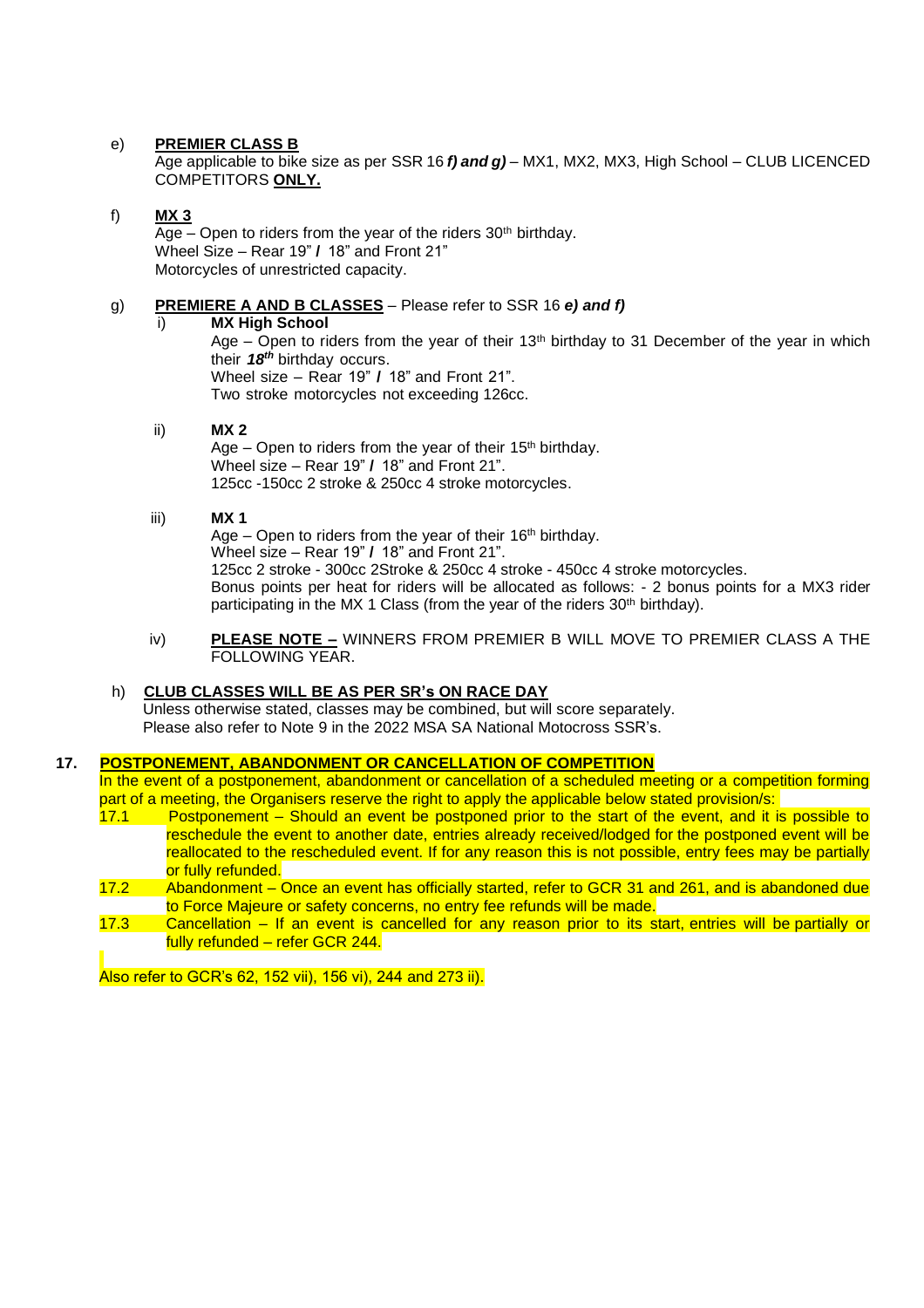e) **<u>PREMIER CLASS B</u>**
Age applicable to bike size as per SSR 16 ***f) and g)*** – MX1, MX2, MX3, High School – CLUB LICENCED COMPETITORS **<u>ONLY.</u>**

f) **<u>MX 3</u>**
Age – Open to riders from the year of the riders 30th birthday.
Wheel Size – Rear 19” **/** 18” and Front 21”
Motorcycles of unrestricted capacity.

g) **<u>PREMIERE A AND B CLASSES</u>** – Please refer to SSR 16 ***e) and f)***

i) **MX High School**
Age – Open to riders from the year of their 13th birthday to 31 December of the year in which their ***18th*** birthday occurs.
Wheel size – Rear 19” **/** 18” and Front 21”.
Two stroke motorcycles not exceeding 126cc.

ii) **MX 2**
Age – Open to riders from the year of their 15th birthday.
Wheel size – Rear 19” **/** 18” and Front 21”.
125cc -150cc 2 stroke & 250cc 4 stroke motorcycles.

iii) **MX 1**
Age – Open to riders from the year of their 16th birthday.
Wheel size – Rear 19” **/** 18” and Front 21”.
125cc 2 stroke - 300cc 2Stroke & 250cc 4 stroke - 450cc 4 stroke motorcycles.
Bonus points per heat for riders will be allocated as follows: - 2 bonus points for a MX3 rider participating in the MX 1 Class (from the year of the riders 30th birthday).

iv) **<u>PLEASE NOTE –</u>** WINNERS FROM PREMIER B WILL MOVE TO PREMIER CLASS A THE FOLLOWING YEAR.

h) **<u>CLUB CLASSES WILL BE AS PER SR’s ON RACE DAY</u>**
Unless otherwise stated, classes may be combined, but will score separately.
Please also refer to Note 9 in the 2022 MSA SA National Motocross SSR’s.

## 17. <u>POSTPONEMENT, ABANDONMENT OR CANCELLATION OF COMPETITION</u>

In the event of a postponement, abandonment or cancellation of a scheduled meeting or a competition forming part of a meeting, the Organisers reserve the right to apply the applicable below stated provision/s:

17.1 Postponement – Should an event be postponed prior to the start of the event, and it is possible to reschedule the event to another date, entries already received/lodged for the postponed event will be reallocated to the rescheduled event. If for any reason this is not possible, entry fees may be partially or fully refunded.

17.2 Abandonment – Once an event has officially started, refer to GCR 31 and 261, and is abandoned due to Force Majeure or safety concerns, no entry fee refunds will be made.

17.3 Cancellation – If an event is cancelled for any reason prior to its start, entries will be partially or fully refunded – refer GCR 244.

Also refer to GCR’s 62, 152 vii), 156 vi), 244 and 273 ii).